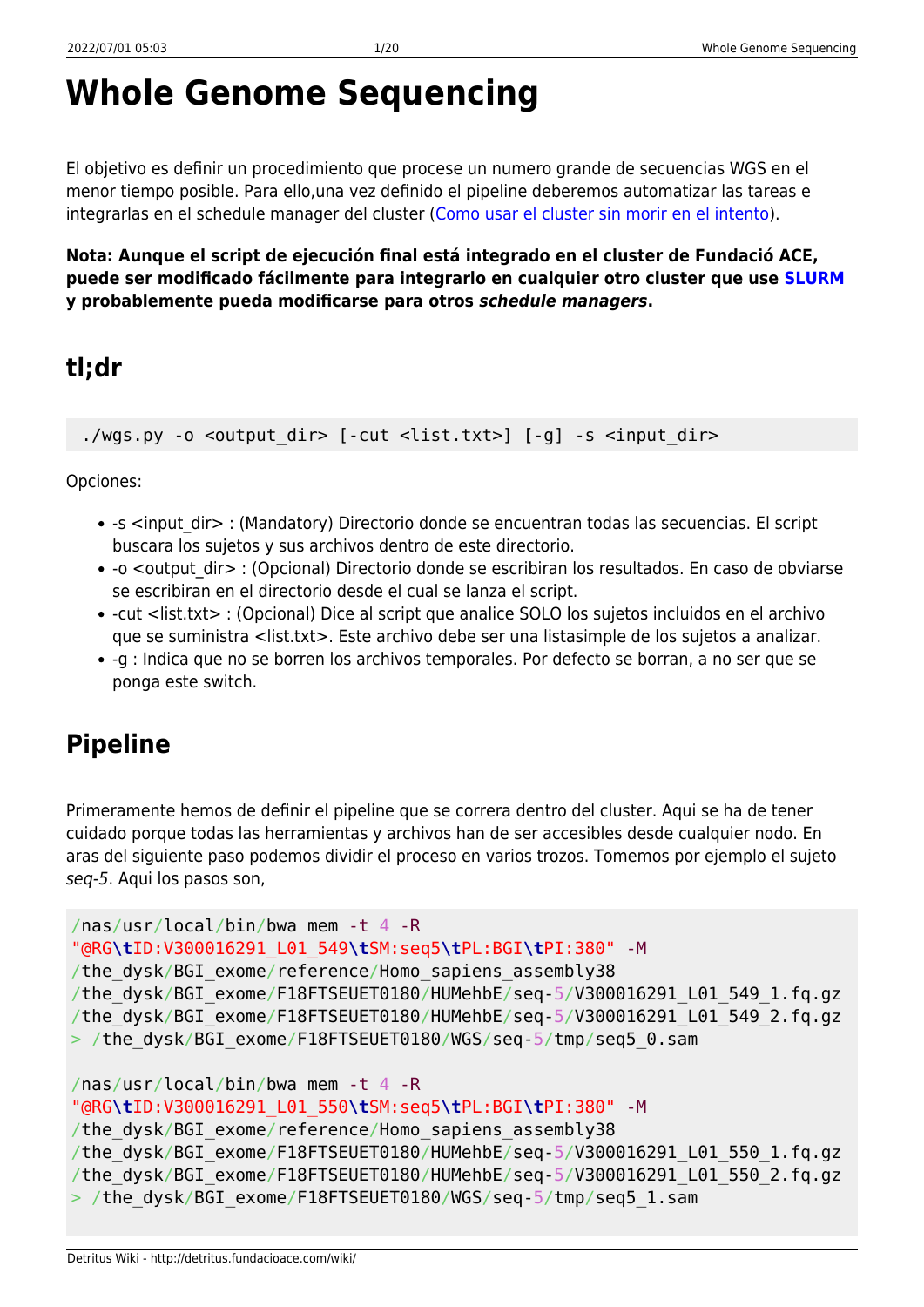# Whole Genome Sequencing

El objetivo es definir un procedimiento que procese un numero grande de secuencias WGS en el menor tiempo posible. Para ello,una vez definido el pipeline deberemos automatizar las tareas e integrarlas en el schedule manager del cluster (Como usar el cluster sin morir en el intento).

**Nota: Aunque el script de ejecución final está integrado en el cluster de Fundació ACE, puede ser modificado fácilmente para integrarlo en cualquier otro cluster que use SLURM y probablemente pueda modificarse para otros *schedule managers*.**

## tl;dr

```
./wgs.py -o <output_dir> [-cut <list.txt>] [-g] -s <input_dir>
```

Opciones:

- -s <input_dir> : (Mandatory) Directorio donde se encuentran todas las secuencias. El script buscara los sujetos y sus archivos dentro de este directorio.
- -o <output_dir> : (Opcional) Directorio donde se escribiran los resultados. En caso de obviarse se escribiran en el directorio desde el cual se lanza el script.
- -cut <list.txt> : (Opcional) Dice al script que analice SOLO los sujetos incluidos en el archivo que se suministra <list.txt>. Este archivo debe ser una listasimple de los sujetos a analizar.
- -g : Indica que no se borren los archivos temporales. Por defecto se borran, a no ser que se ponga este switch.

## Pipeline

Primeramente hemos de definir el pipeline que se correra dentro del cluster. Aqui se ha de tener cuidado porque todas las herramientas y archivos han de ser accesibles desde cualquier nodo. En aras del siguiente paso podemos dividir el proceso en varios trozos. Tomemos por ejemplo el sujeto *seq-5*. Aqui los pasos son,

```
/nas/usr/local/bin/bwa mem -t 4 -R
"@RG\tID:V300016291_L01_549\tSM:seq5\tPL:BGI\tPI:380" -M
/the_dysk/BGI_exome/reference/Homo_sapiens_assembly38
/the_dysk/BGI_exome/F18FTSEUET0180/HUMehbE/seq-5/V300016291_L01_549_1.fq.gz
/the_dysk/BGI_exome/F18FTSEUET0180/HUMehbE/seq-5/V300016291_L01_549_2.fq.gz
> /the_dysk/BGI_exome/F18FTSEUET0180/WGS/seq-5/tmp/seq5_0.sam

/nas/usr/local/bin/bwa mem -t 4 -R
"@RG\tID:V300016291_L01_550\tSM:seq5\tPL:BGI\tPI:380" -M
/the_dysk/BGI_exome/reference/Homo_sapiens_assembly38
/the_dysk/BGI_exome/F18FTSEUET0180/HUMehbE/seq-5/V300016291_L01_550_1.fq.gz
/the_dysk/BGI_exome/F18FTSEUET0180/HUMehbE/seq-5/V300016291_L01_550_2.fq.gz
> /the_dysk/BGI_exome/F18FTSEUET0180/WGS/seq-5/tmp/seq5_1.sam
```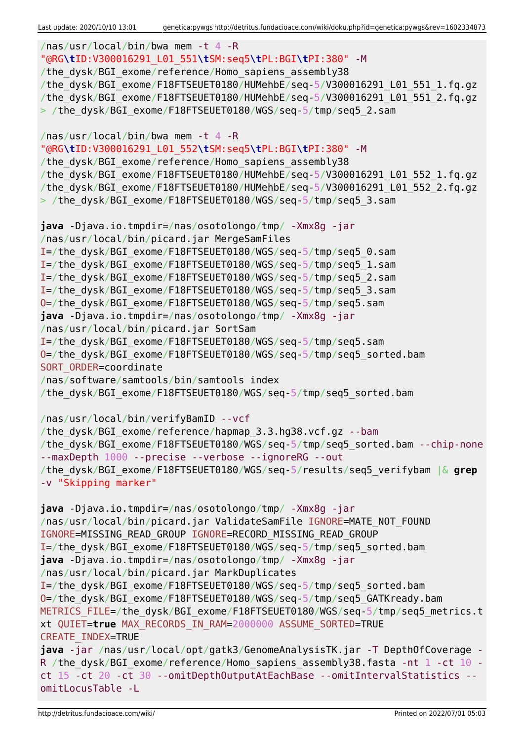```
/nas/usr/local/bin/bwa mem -t 4 -R
"@RG\tID:V300016291_L01_551\tSM:seq5\tPL:BGI\tPI:380" -M
/the_dysk/BGI_exome/reference/Homo_sapiens_assembly38
/the_dysk/BGI_exome/F18FTSEUET0180/HUMehbE/seq-5/V300016291_L01_551_1.fq.gz
/the_dysk/BGI_exome/F18FTSEUET0180/HUMehbE/seq-5/V300016291_L01_551_2.fq.gz
> /the_dysk/BGI_exome/F18FTSEUET0180/WGS/seq-5/tmp/seq5_2.sam

/nas/usr/local/bin/bwa mem -t 4 -R
"@RG\tID:V300016291_L01_552\tSM:seq5\tPL:BGI\tPI:380" -M
/the_dysk/BGI_exome/reference/Homo_sapiens_assembly38
/the_dysk/BGI_exome/F18FTSEUET0180/HUMehbE/seq-5/V300016291_L01_552_1.fq.gz
/the_dysk/BGI_exome/F18FTSEUET0180/HUMehbE/seq-5/V300016291_L01_552_2.fq.gz
> /the_dysk/BGI_exome/F18FTSEUET0180/WGS/seq-5/tmp/seq5_3.sam

java -Djava.io.tmpdir=/nas/osotolongo/tmp/ -Xmx8g -jar
/nas/usr/local/bin/picard.jar MergeSamFiles
I=/the_dysk/BGI_exome/F18FTSEUET0180/WGS/seq-5/tmp/seq5_0.sam
I=/the_dysk/BGI_exome/F18FTSEUET0180/WGS/seq-5/tmp/seq5_1.sam
I=/the_dysk/BGI_exome/F18FTSEUET0180/WGS/seq-5/tmp/seq5_2.sam
I=/the_dysk/BGI_exome/F18FTSEUET0180/WGS/seq-5/tmp/seq5_3.sam
O=/the_dysk/BGI_exome/F18FTSEUET0180/WGS/seq-5/tmp/seq5.sam
java -Djava.io.tmpdir=/nas/osotolongo/tmp/ -Xmx8g -jar
/nas/usr/local/bin/picard.jar SortSam
I=/the_dysk/BGI_exome/F18FTSEUET0180/WGS/seq-5/tmp/seq5.sam
O=/the_dysk/BGI_exome/F18FTSEUET0180/WGS/seq-5/tmp/seq5_sorted.bam
SORT_ORDER=coordinate
/nas/software/samtools/bin/samtools index
/the_dysk/BGI_exome/F18FTSEUET0180/WGS/seq-5/tmp/seq5_sorted.bam

/nas/usr/local/bin/verifyBamID --vcf
/the_dysk/BGI_exome/reference/hapmap_3.3.hg38.vcf.gz --bam
/the_dysk/BGI_exome/F18FTSEUET0180/WGS/seq-5/tmp/seq5_sorted.bam --chip-none
--maxDepth 1000 --precise --verbose --ignoreRG --out
/the_dysk/BGI_exome/F18FTSEUET0180/WGS/seq-5/results/seq5_verifybam |& grep
-v "Skipping marker"

java -Djava.io.tmpdir=/nas/osotolongo/tmp/ -Xmx8g -jar
/nas/usr/local/bin/picard.jar ValidateSamFile IGNORE=MATE_NOT_FOUND
IGNORE=MISSING_READ_GROUP IGNORE=RECORD_MISSING_READ_GROUP
I=/the_dysk/BGI_exome/F18FTSEUET0180/WGS/seq-5/tmp/seq5_sorted.bam
java -Djava.io.tmpdir=/nas/osotolongo/tmp/ -Xmx8g -jar
/nas/usr/local/bin/picard.jar MarkDuplicates
I=/the_dysk/BGI_exome/F18FTSEUET0180/WGS/seq-5/tmp/seq5_sorted.bam
O=/the_dysk/BGI_exome/F18FTSEUET0180/WGS/seq-5/tmp/seq5_GATKready.bam
METRICS_FILE=/the_dysk/BGI_exome/F18FTSEUET0180/WGS/seq-5/tmp/seq5_metrics.t
xt QUIET=true MAX_RECORDS_IN_RAM=2000000 ASSUME_SORTED=TRUE
CREATE_INDEX=TRUE
java -jar /nas/usr/local/opt/gatk3/GenomeAnalysisTK.jar -T DepthOfCoverage -
R /the_dysk/BGI_exome/reference/Homo_sapiens_assembly38.fasta -nt 1 -ct 10 -
ct 15 -ct 20 -ct 30 --omitDepthOutputAtEachBase --omitIntervalStatistics --
omitLocusTable -L
```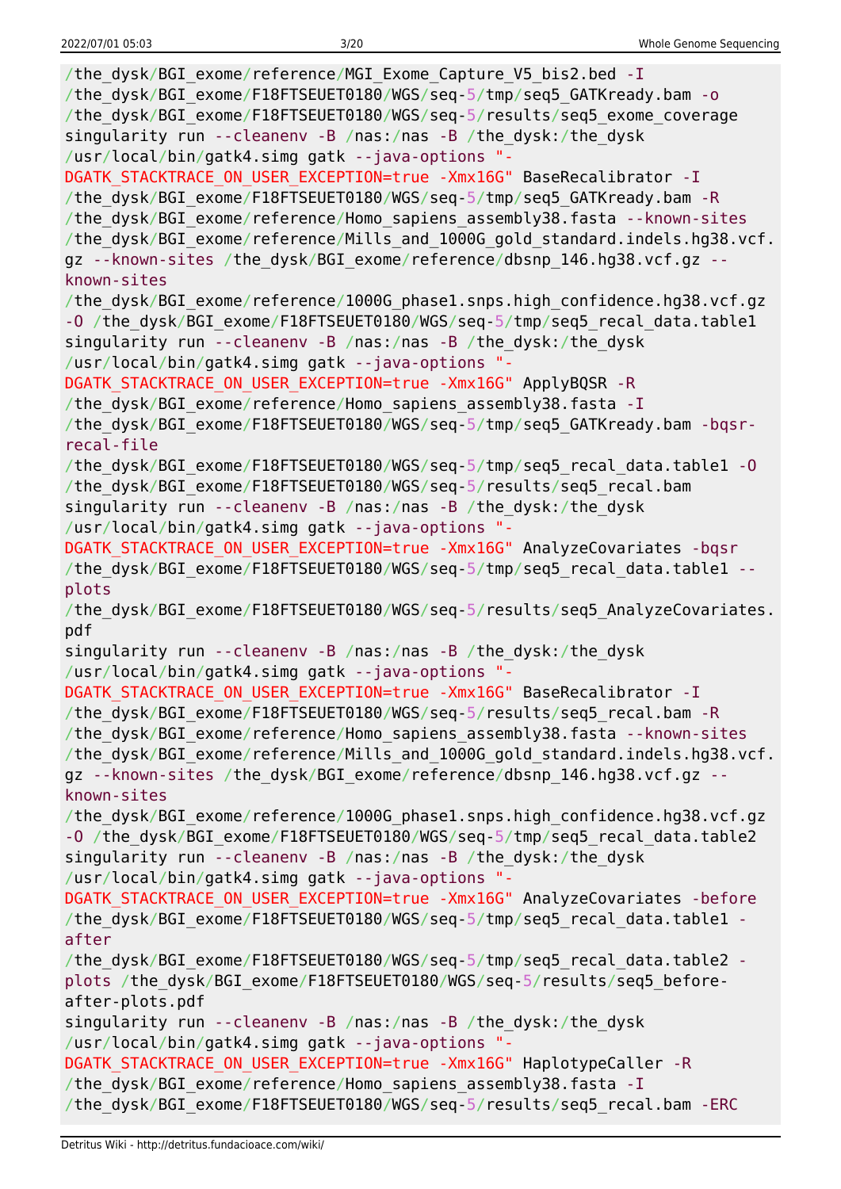```
/the_dysk/BGI_exome/reference/MGI_Exome_Capture_V5_bis2.bed -I
/the_dysk/BGI_exome/F18FTSEUET0180/WGS/seq-5/tmp/seq5_GATKready.bam -o
/the_dysk/BGI_exome/F18FTSEUET0180/WGS/seq-5/results/seq5_exome_coverage
singularity run --cleanenv -B /nas:/nas -B /the_dysk:/the_dysk
/usr/local/bin/gatk4.simg gatk --java-options "-
DGATK_STACKTRACE_ON_USER_EXCEPTION=true -Xmx16G" BaseRecalibrator -I
/the_dysk/BGI_exome/F18FTSEUET0180/WGS/seq-5/tmp/seq5_GATKready.bam -R
/the_dysk/BGI_exome/reference/Homo_sapiens_assembly38.fasta --known-sites
/the_dysk/BGI_exome/reference/Mills_and_1000G_gold_standard.indels.hg38.vcf.
gz --known-sites /the_dysk/BGI_exome/reference/dbsnp_146.hg38.vcf.gz --
known-sites
/the_dysk/BGI_exome/reference/1000G_phase1.snps.high_confidence.hg38.vcf.gz
-O /the_dysk/BGI_exome/F18FTSEUET0180/WGS/seq-5/tmp/seq5_recal_data.table1
singularity run --cleanenv -B /nas:/nas -B /the_dysk:/the_dysk
/usr/local/bin/gatk4.simg gatk --java-options "-
DGATK_STACKTRACE_ON_USER_EXCEPTION=true -Xmx16G" ApplyBQSR -R
/the_dysk/BGI_exome/reference/Homo_sapiens_assembly38.fasta -I
/the_dysk/BGI_exome/F18FTSEUET0180/WGS/seq-5/tmp/seq5_GATKready.bam -bqsr-
recal-file
/the_dysk/BGI_exome/F18FTSEUET0180/WGS/seq-5/tmp/seq5_recal_data.table1 -O
/the_dysk/BGI_exome/F18FTSEUET0180/WGS/seq-5/results/seq5_recal.bam
singularity run --cleanenv -B /nas:/nas -B /the_dysk:/the_dysk
/usr/local/bin/gatk4.simg gatk --java-options "-
DGATK_STACKTRACE_ON_USER_EXCEPTION=true -Xmx16G" AnalyzeCovariates -bqsr
/the_dysk/BGI_exome/F18FTSEUET0180/WGS/seq-5/tmp/seq5_recal_data.table1 --
plots
/the_dysk/BGI_exome/F18FTSEUET0180/WGS/seq-5/results/seq5_AnalyzeCovariates.
pdf
singularity run --cleanenv -B /nas:/nas -B /the_dysk:/the_dysk
/usr/local/bin/gatk4.simg gatk --java-options "-
DGATK_STACKTRACE_ON_USER_EXCEPTION=true -Xmx16G" BaseRecalibrator -I
/the_dysk/BGI_exome/F18FTSEUET0180/WGS/seq-5/results/seq5_recal.bam -R
/the_dysk/BGI_exome/reference/Homo_sapiens_assembly38.fasta --known-sites
/the_dysk/BGI_exome/reference/Mills_and_1000G_gold_standard.indels.hg38.vcf.
gz --known-sites /the_dysk/BGI_exome/reference/dbsnp_146.hg38.vcf.gz --
known-sites
/the_dysk/BGI_exome/reference/1000G_phase1.snps.high_confidence.hg38.vcf.gz
-O /the_dysk/BGI_exome/F18FTSEUET0180/WGS/seq-5/tmp/seq5_recal_data.table2
singularity run --cleanenv -B /nas:/nas -B /the_dysk:/the_dysk
/usr/local/bin/gatk4.simg gatk --java-options "-
DGATK_STACKTRACE_ON_USER_EXCEPTION=true -Xmx16G" AnalyzeCovariates -before
/the_dysk/BGI_exome/F18FTSEUET0180/WGS/seq-5/tmp/seq5_recal_data.table1 -
after
/the_dysk/BGI_exome/F18FTSEUET0180/WGS/seq-5/tmp/seq5_recal_data.table2 -
plots /the_dysk/BGI_exome/F18FTSEUET0180/WGS/seq-5/results/seq5_before-
after-plots.pdf
singularity run --cleanenv -B /nas:/nas -B /the_dysk:/the_dysk
/usr/local/bin/gatk4.simg gatk --java-options "-
DGATK_STACKTRACE_ON_USER_EXCEPTION=true -Xmx16G" HaplotypeCaller -R
/the_dysk/BGI_exome/reference/Homo_sapiens_assembly38.fasta -I
/the_dysk/BGI_exome/F18FTSEUET0180/WGS/seq-5/results/seq5_recal.bam -ERC
```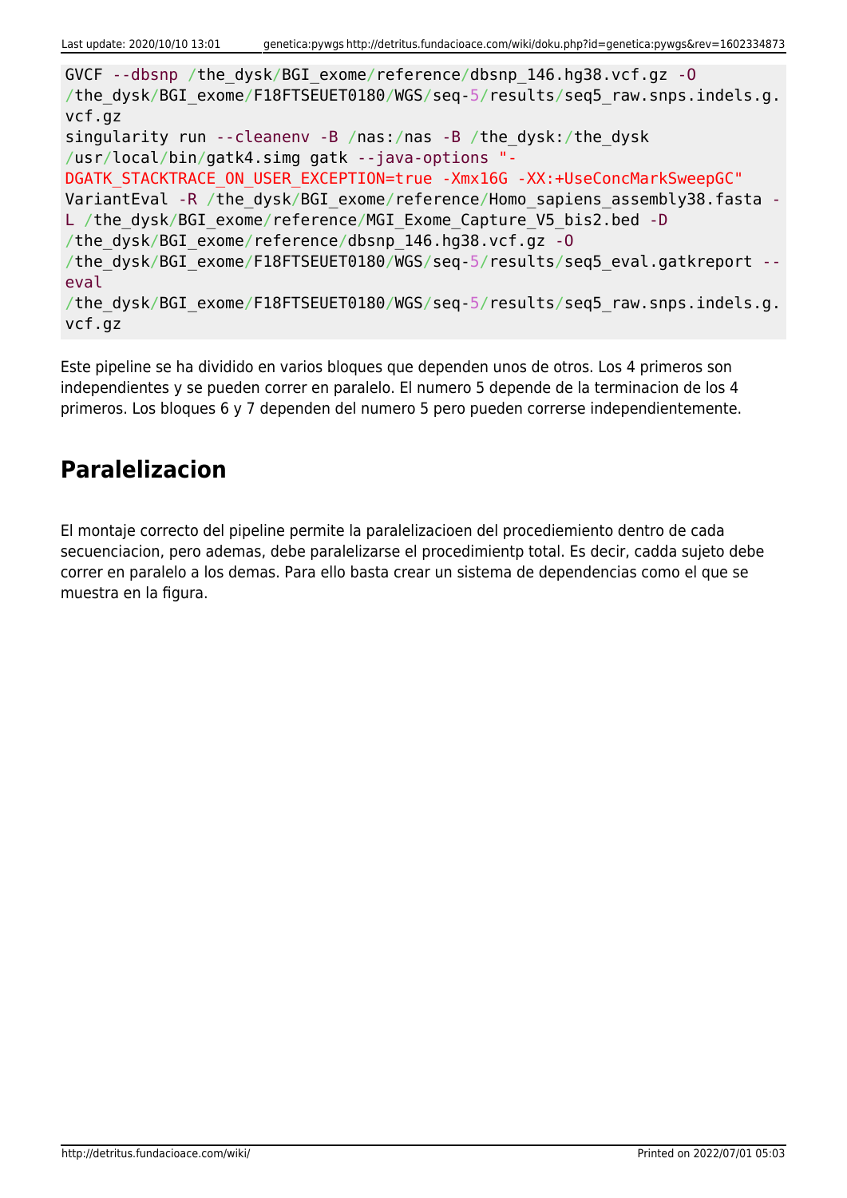```
GVCF --dbsnp /the_dysk/BGI_exome/reference/dbsnp_146.hg38.vcf.gz -O
/the_dysk/BGI_exome/F18FTSEUET0180/WGS/seq-5/results/seq5_raw.snps.indels.g.
vcf.gz
singularity run --cleanenv -B /nas:/nas -B /the_dysk:/the_dysk
/usr/local/bin/gatk4.simg gatk --java-options "-
DGATK_STACKTRACE_ON_USER_EXCEPTION=true -Xmx16G -XX:+UseConcMarkSweepGC"
VariantEval -R /the_dysk/BGI_exome/reference/Homo_sapiens_assembly38.fasta -
L /the_dysk/BGI_exome/reference/MGI_Exome_Capture_V5_bis2.bed -D
/the_dysk/BGI_exome/reference/dbsnp_146.hg38.vcf.gz -O
/the_dysk/BGI_exome/F18FTSEUET0180/WGS/seq-5/results/seq5_eval.gatkreport --
eval
/the_dysk/BGI_exome/F18FTSEUET0180/WGS/seq-5/results/seq5_raw.snps.indels.g.
vcf.gz
```

Este pipeline se ha dividido en varios bloques que dependen unos de otros. Los 4 primeros son independientes y se pueden correr en paralelo. El numero 5 depende de la terminacion de los 4 primeros. Los bloques 6 y 7 dependen del numero 5 pero pueden correrse independientemente.

## Paralelizacion

El montaje correcto del pipeline permite la paralelizacioen del procediemiento dentro de cada secuenciacion, pero ademas, debe paralelizarse el procedimientp total. Es decir, cadda sujeto debe correr en paralelo a los demas. Para ello basta crear un sistema de dependencias como el que se muestra en la figura.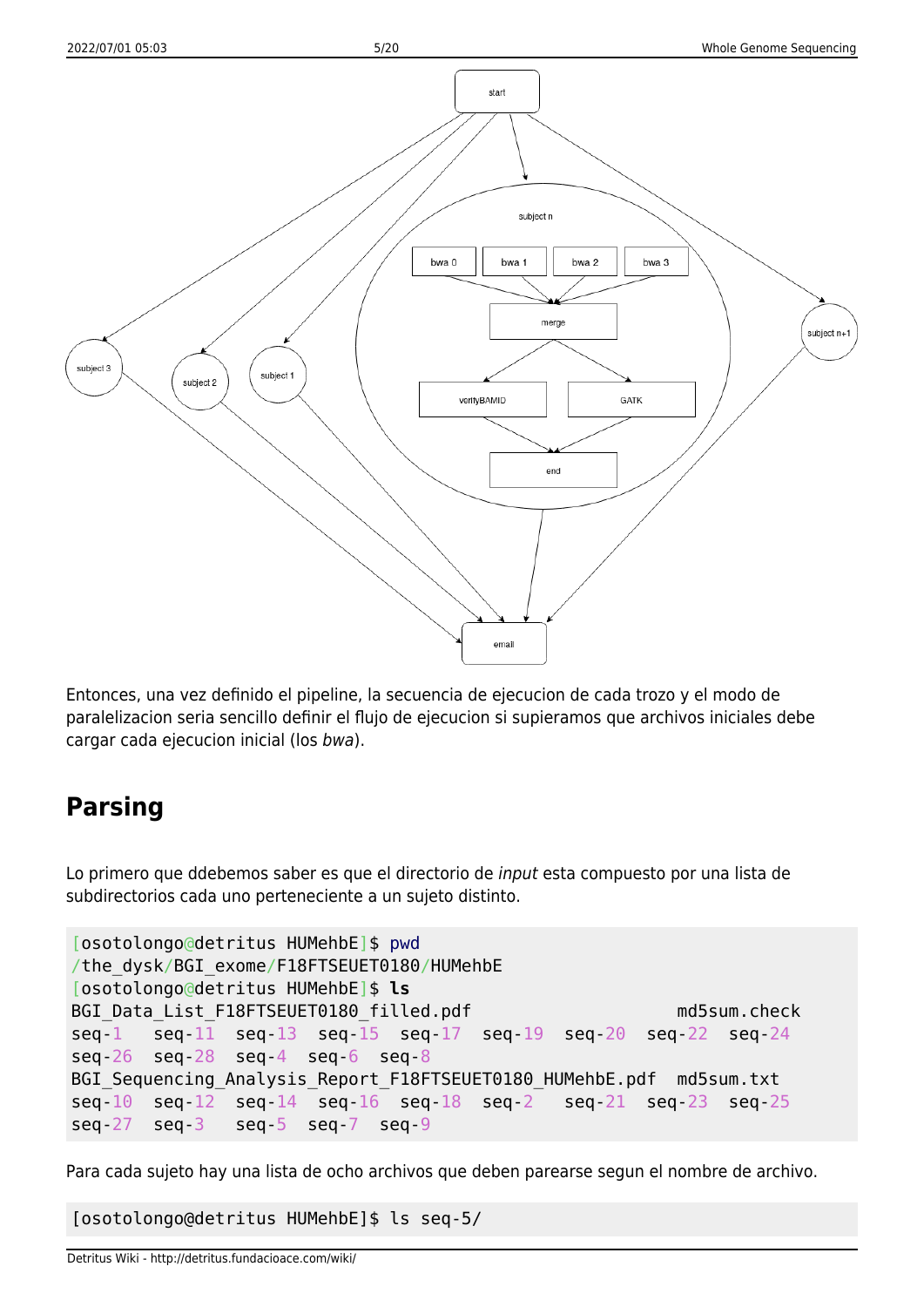Entonces, una vez definido el pipeline, la secuencia de ejecucion de cada trozo y el modo de paralelizacion seria sencillo definir el flujo de ejecucion si supieramos que archivos iniciales debe cargar cada ejecucion inicial (los *bwa*).

## Parsing

Lo primero que ddebemos saber es que el directorio de *input* esta compuesto por una lista de subdirectorios cada uno perteneciente a un sujeto distinto.

```
[osotolongo@detritus HUMehbE]$ pwd
/the_dysk/BGI_exome/F18FTSEUET0180/HUMehbE
[osotolongo@detritus HUMehbE]$ ls
BGI_Data_List_F18FTSEUET0180_filled.pdf                md5sum.check
seq-1   seq-11  seq-13  seq-15  seq-17  seq-19  seq-20  seq-22  seq-24
seq-26  seq-28  seq-4   seq-6   seq-8
BGI_Sequencing_Analysis_Report_F18FTSEUET0180_HUMehbE.pdf  md5sum.txt
seq-10  seq-12  seq-14  seq-16  seq-18  seq-2   seq-21  seq-23  seq-25
seq-27  seq-3   seq-5   seq-7   seq-9
```

Para cada sujeto hay una lista de ocho archivos que deben parearse segun el nombre de archivo.

```
[osotolongo@detritus HUMehbE]$ ls seq-5/
```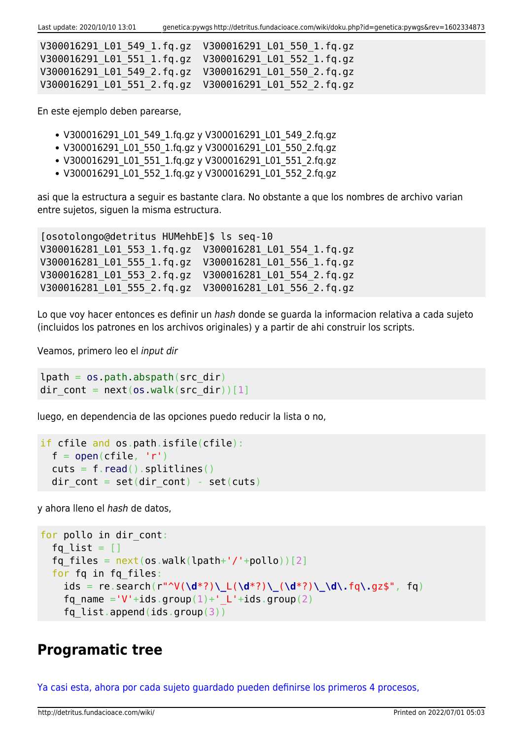```
V300016291_L01_549_1.fq.gz  V300016291_L01_550_1.fq.gz
V300016291_L01_551_1.fq.gz  V300016291_L01_552_1.fq.gz
V300016291_L01_549_2.fq.gz  V300016291_L01_550_2.fq.gz
V300016291_L01_551_2.fq.gz  V300016291_L01_552_2.fq.gz
```

En este ejemplo deben parearse,

- V300016291_L01_549_1.fq.gz y V300016291_L01_549_2.fq.gz
- V300016291_L01_550_1.fq.gz y V300016291_L01_550_2.fq.gz
- V300016291_L01_551_1.fq.gz y V300016291_L01_551_2.fq.gz
- V300016291_L01_552_1.fq.gz y V300016291_L01_552_2.fq.gz

asi que la estructura a seguir es bastante clara. No obstante a que los nombres de archivo varian entre sujetos, siguen la misma estructura.

```
[osotolongo@detritus HUMehbE]$ ls seq-10
V300016281_L01_553_1.fq.gz  V300016281_L01_554_1.fq.gz
V300016281_L01_555_1.fq.gz  V300016281_L01_556_1.fq.gz
V300016281_L01_553_2.fq.gz  V300016281_L01_554_2.fq.gz
V300016281_L01_555_2.fq.gz  V300016281_L01_556_2.fq.gz
```

Lo que voy hacer entonces es definir un *hash* donde se guarda la informacion relativa a cada sujeto (incluidos los patrones en los archivos originales) y a partir de ahi construir los scripts.

Veamos, primero leo el *input dir*

```
lpath = os.path.abspath(src_dir)
dir_cont = next(os.walk(src_dir))[1]
```

luego, en dependencia de las opciones puedo reducir la lista o no,

```
if cfile and os.path.isfile(cfile):
  f = open(cfile, 'r')
  cuts = f.read().splitlines()
  dir_cont = set(dir_cont) - set(cuts)
```

y ahora lleno el *hash* de datos,

```
for pollo in dir_cont:
  fq_list = []
  fq_files = next(os.walk(lpath+'/'+pollo))[2]
  for fq in fq_files:
    ids = re.search(r"^V(\d*?)\_L(\d*?)\_(\d*?)\_\d\.fq\.gz$", fq)
    fq_name ='V'+ids.group(1)+'_L'+ids.group(2)
    fq_list.append(ids.group(3))
```

## Programatic tree

Ya casi esta, ahora por cada sujeto guardado pueden definirse los primeros 4 procesos,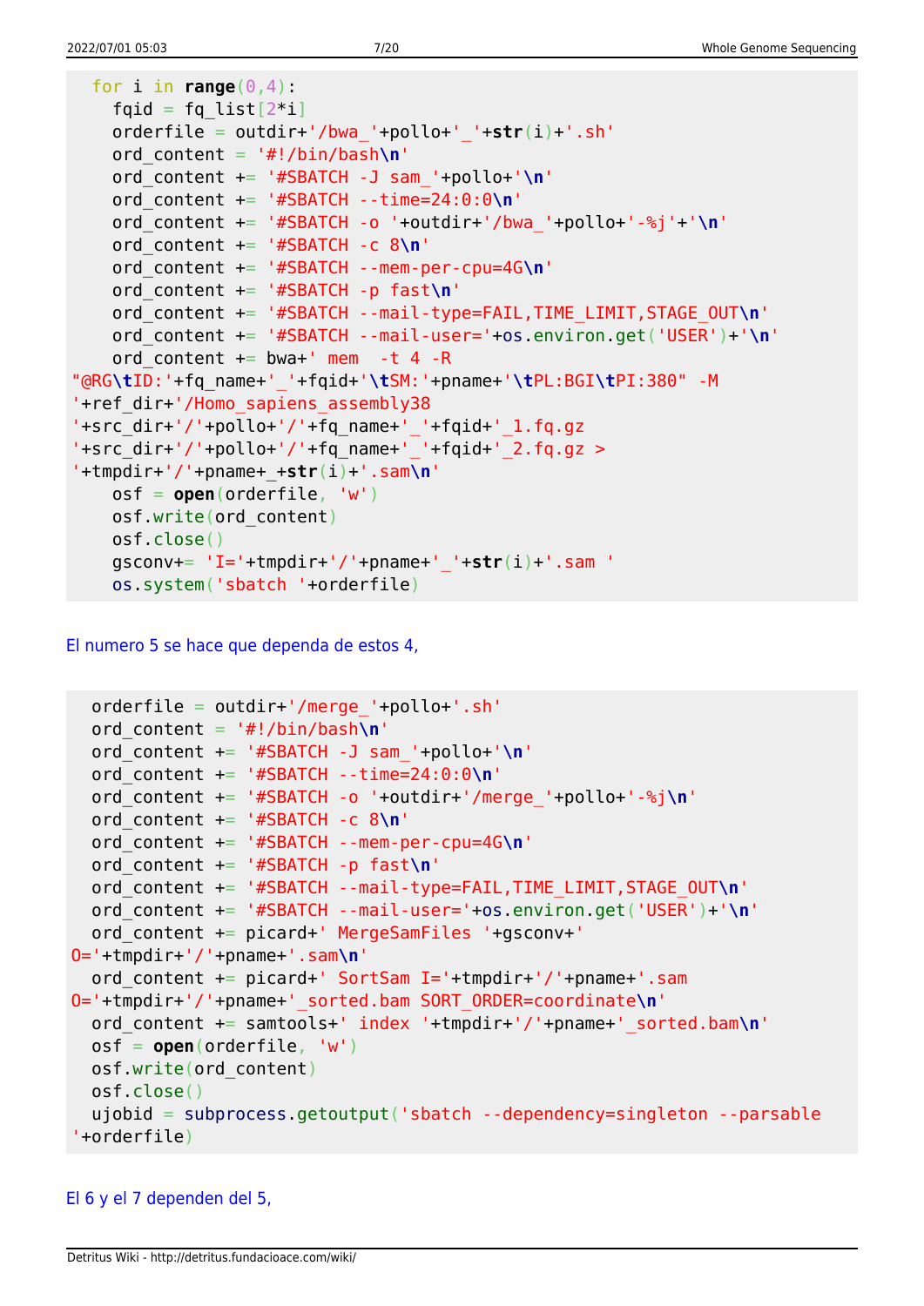```
  for i in range(0,4):
    fqid = fq_list[2*i]
    orderfile = outdir+'/bwa_'+pollo+'_'+str(i)+'.sh'
    ord_content = '#!/bin/bash\n'
    ord_content += '#SBATCH -J sam_'+pollo+'\n'
    ord_content += '#SBATCH --time=24:0:0\n'
    ord_content += '#SBATCH -o '+outdir+'/bwa_'+pollo+'-%j'+'\n'
    ord_content += '#SBATCH -c 8\n'
    ord_content += '#SBATCH --mem-per-cpu=4G\n'
    ord_content += '#SBATCH -p fast\n'
    ord_content += '#SBATCH --mail-type=FAIL,TIME_LIMIT,STAGE_OUT\n'
    ord_content += '#SBATCH --mail-user='+os.environ.get('USER')+'\n'
    ord_content += bwa+' mem  -t 4 -R
"@RG\tID:'+fq_name+'_'+fqid+'\tSM:'+pname+'\tPL:BGI\tPI:380" -M
'+ref_dir+'/Homo_sapiens_assembly38
'+src_dir+'/'+pollo+'/'+fq_name+'_'+fqid+'_1.fq.gz
'+src_dir+'/'+pollo+'/'+fq_name+'_'+fqid+'_2.fq.gz >
'+tmpdir+'/'+pname+_+str(i)+'.sam\n'
    osf = open(orderfile, 'w')
    osf.write(ord_content)
    osf.close()
    gsconv+= 'I='+tmpdir+'/'+pname+'_'+str(i)+'.sam '
    os.system('sbatch '+orderfile)
```

El numero 5 se hace que dependa de estos 4,

```
  orderfile = outdir+'/merge_'+pollo+'.sh'
  ord_content = '#!/bin/bash\n'
  ord_content += '#SBATCH -J sam_'+pollo+'\n'
  ord_content += '#SBATCH --time=24:0:0\n'
  ord_content += '#SBATCH -o '+outdir+'/merge_'+pollo+'-%j\n'
  ord_content += '#SBATCH -c 8\n'
  ord_content += '#SBATCH --mem-per-cpu=4G\n'
  ord_content += '#SBATCH -p fast\n'
  ord_content += '#SBATCH --mail-type=FAIL,TIME_LIMIT,STAGE_OUT\n'
  ord_content += '#SBATCH --mail-user='+os.environ.get('USER')+'\n'
  ord_content += picard+' MergeSamFiles '+gsconv+'
O='+tmpdir+'/'+pname+'.sam\n'
  ord_content += picard+' SortSam I='+tmpdir+'/'+pname+'.sam
O='+tmpdir+'/'+pname+'_sorted.bam SORT_ORDER=coordinate\n'
  ord_content += samtools+' index '+tmpdir+'/'+pname+'_sorted.bam\n'
  osf = open(orderfile, 'w')
  osf.write(ord_content)
  osf.close()
  ujobid = subprocess.getoutput('sbatch --dependency=singleton --parsable
'+orderfile)
```

El 6 y el 7 dependen del 5,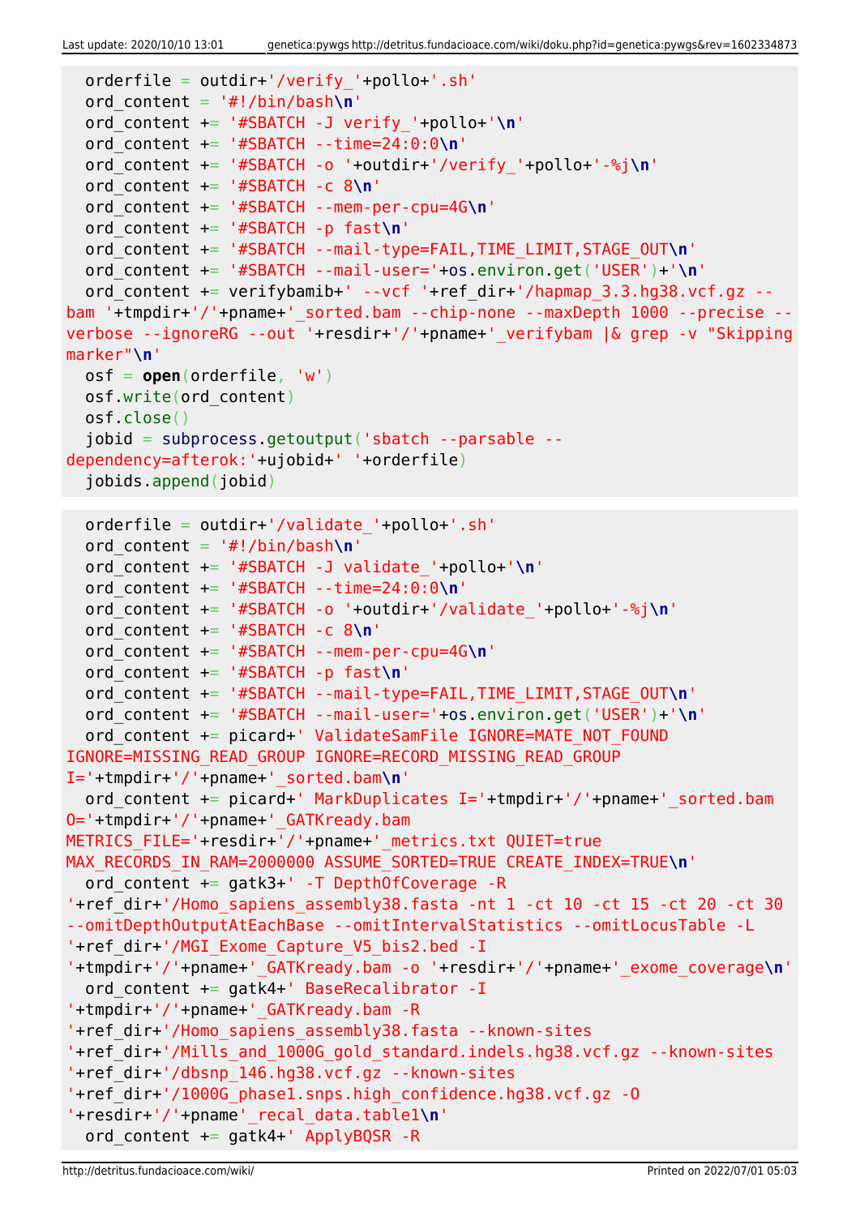```
  orderfile = outdir+'/verify_'+pollo+'.sh'
  ord_content = '#!/bin/bash\n'
  ord_content += '#SBATCH -J verify_'+pollo+'\n'
  ord_content += '#SBATCH --time=24:0:0\n'
  ord_content += '#SBATCH -o '+outdir+'/verify_'+pollo+'-%j\n'
  ord_content += '#SBATCH -c 8\n'
  ord_content += '#SBATCH --mem-per-cpu=4G\n'
  ord_content += '#SBATCH -p fast\n'
  ord_content += '#SBATCH --mail-type=FAIL,TIME_LIMIT,STAGE_OUT\n'
  ord_content += '#SBATCH --mail-user='+os.environ.get('USER')+'\n'
  ord_content += verifybamib+' --vcf '+ref_dir+'/hapmap_3.3.hg38.vcf.gz --bam '+tmpdir+'/'+pname+'_sorted.bam --chip-none --maxDepth 1000 --precise --verbose --ignoreRG --out '+resdir+'/'+pname+'_verifybam |& grep -v "Skipping marker"\n'
  osf = open(orderfile, 'w')
  osf.write(ord_content)
  osf.close()
  jobid = subprocess.getoutput('sbatch --parsable --dependency=afterok:'+ujobid+' '+orderfile)
  jobids.append(jobid)
```

```
  orderfile = outdir+'/validate_'+pollo+'.sh'
  ord_content = '#!/bin/bash\n'
  ord_content += '#SBATCH -J validate_'+pollo+'\n'
  ord_content += '#SBATCH --time=24:0:0\n'
  ord_content += '#SBATCH -o '+outdir+'/validate_'+pollo+'-%j\n'
  ord_content += '#SBATCH -c 8\n'
  ord_content += '#SBATCH --mem-per-cpu=4G\n'
  ord_content += '#SBATCH -p fast\n'
  ord_content += '#SBATCH --mail-type=FAIL,TIME_LIMIT,STAGE_OUT\n'
  ord_content += '#SBATCH --mail-user='+os.environ.get('USER')+'\n'
  ord_content += picard+' ValidateSamFile IGNORE=MATE_NOT_FOUND IGNORE=MISSING_READ_GROUP IGNORE=RECORD_MISSING_READ_GROUP I='+tmpdir+'/'+pname+'_sorted.bam\n'
  ord_content += picard+' MarkDuplicates I='+tmpdir+'/'+pname+'_sorted.bam O='+tmpdir+'/'+pname+'_GATKready.bam METRICS_FILE='+resdir+'/'+pname+'_metrics.txt QUIET=true MAX_RECORDS_IN_RAM=2000000 ASSUME_SORTED=TRUE CREATE_INDEX=TRUE\n'
  ord_content += gatk3+' -T DepthOfCoverage -R '+ref_dir+'/Homo_sapiens_assembly38.fasta -nt 1 -ct 10 -ct 15 -ct 20 -ct 30 --omitDepthOutputAtEachBase --omitIntervalStatistics --omitLocusTable -L '+ref_dir+'/MGI_Exome_Capture_V5_bis2.bed -I '+tmpdir+'/'+pname+'_GATKready.bam -o '+resdir+'/'+pname+'_exome_coverage\n'
  ord_content += gatk4+' BaseRecalibrator -I '+tmpdir+'/'+pname+'_GATKready.bam -R '+ref_dir+'/Homo_sapiens_assembly38.fasta --known-sites '+ref_dir+'/Mills_and_1000G_gold_standard.indels.hg38.vcf.gz --known-sites '+ref_dir+'/dbsnp_146.hg38.vcf.gz --known-sites '+ref_dir+'/1000G_phase1.snps.high_confidence.hg38.vcf.gz -O '+resdir+'/'+pname'_recal_data.table1\n'
  ord_content += gatk4+' ApplyBQSR -R
```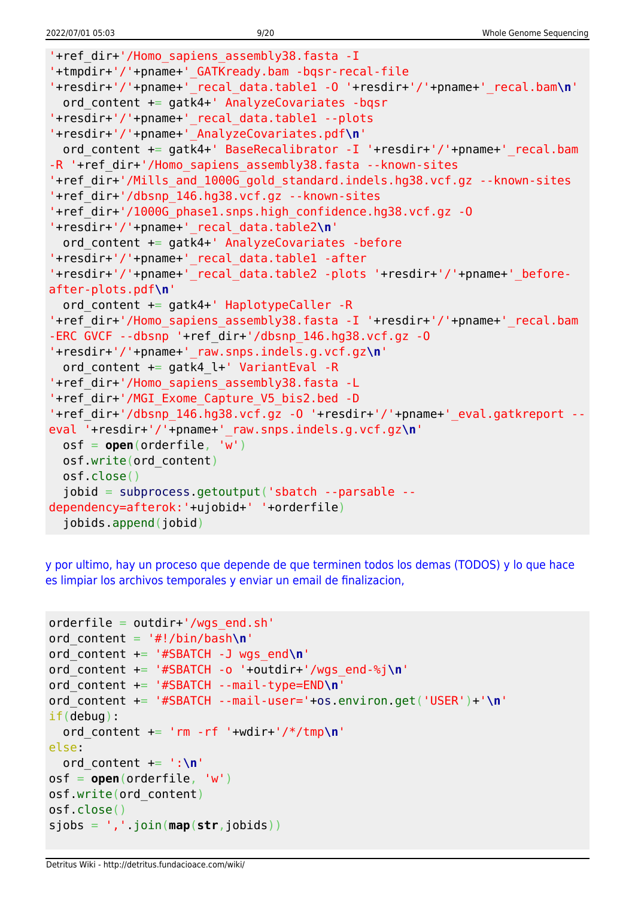```
'+ref_dir+'/Homo_sapiens_assembly38.fasta -I
'+tmpdir+'/'+pname+'_GATKready.bam -bqsr-recal-file
'+resdir+'/'+pname+'_recal_data.table1 -O '+resdir+'/'+pname+'_recal.bam\n'
  ord_content += gatk4+' AnalyzeCovariates -bqsr
'+resdir+'/'+pname+'_recal_data.table1 --plots
'+resdir+'/'+pname+'_AnalyzeCovariates.pdf\n'
  ord_content += gatk4+' BaseRecalibrator -I '+resdir+'/'+pname+'_recal.bam
-R '+ref_dir+'/Homo_sapiens_assembly38.fasta --known-sites
'+ref_dir+'/Mills_and_1000G_gold_standard.indels.hg38.vcf.gz --known-sites
'+ref_dir+'/dbsnp_146.hg38.vcf.gz --known-sites
'+ref_dir+'/1000G_phase1.snps.high_confidence.hg38.vcf.gz -O
'+resdir+'/'+pname+'_recal_data.table2\n'
  ord_content += gatk4+' AnalyzeCovariates -before
'+resdir+'/'+pname+'_recal_data.table1 -after
'+resdir+'/'+pname+'_recal_data.table2 -plots '+resdir+'/'+pname+'_before-
after-plots.pdf\n'
  ord_content += gatk4+' HaplotypeCaller -R
'+ref_dir+'/Homo_sapiens_assembly38.fasta -I '+resdir+'/'+pname+'_recal.bam
-ERC GVCF --dbsnp '+ref_dir+'/dbsnp_146.hg38.vcf.gz -O
'+resdir+'/'+pname+'_raw.snps.indels.g.vcf.gz\n'
  ord_content += gatk4_l+' VariantEval -R
'+ref_dir+'/Homo_sapiens_assembly38.fasta -L
'+ref_dir+'/MGI_Exome_Capture_V5_bis2.bed -D
'+ref_dir+'/dbsnp_146.hg38.vcf.gz -O '+resdir+'/'+pname+'_eval.gatkreport --
eval '+resdir+'/'+pname+'_raw.snps.indels.g.vcf.gz\n'
  osf = open(orderfile, 'w')
  osf.write(ord_content)
  osf.close()
  jobid = subprocess.getoutput('sbatch --parsable --
dependency=afterok:'+ujobid+' '+orderfile)
  jobids.append(jobid)
```

y por ultimo, hay un proceso que depende de que terminen todos los demas (TODOS) y lo que hace es limpiar los archivos temporales y enviar un email de finalizacion,

```
orderfile = outdir+'/wgs_end.sh'
ord_content = '#!/bin/bash\n'
ord_content += '#SBATCH -J wgs_end\n'
ord_content += '#SBATCH -o '+outdir+'/wgs_end-%j\n'
ord_content += '#SBATCH --mail-type=END\n'
ord_content += '#SBATCH --mail-user='+os.environ.get('USER')+'\n'
if(debug):
  ord_content += 'rm -rf '+wdir+'/*/tmp\n'
else:
  ord_content += ':\n'
osf = open(orderfile, 'w')
osf.write(ord_content)
osf.close()
sjobs = ','.join(map(str,jobids))
```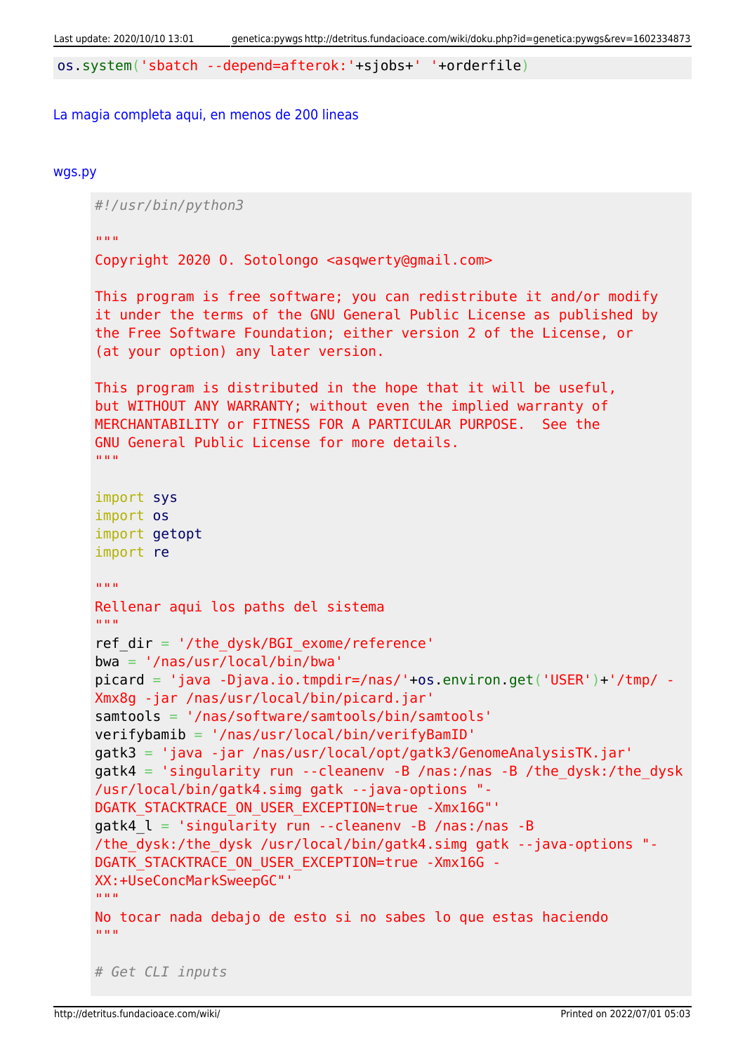```
os.system('sbatch --depend=afterok:'+sjobs+' '+orderfile)
```

La magia completa aqui, en menos de 200 lineas

wgs.py

```
#!/usr/bin/python3

"""
Copyright 2020 O. Sotolongo <asqwerty@gmail.com>

This program is free software; you can redistribute it and/or modify
it under the terms of the GNU General Public License as published by
the Free Software Foundation; either version 2 of the License, or
(at your option) any later version.

This program is distributed in the hope that it will be useful,
but WITHOUT ANY WARRANTY; without even the implied warranty of
MERCHANTABILITY or FITNESS FOR A PARTICULAR PURPOSE.  See the
GNU General Public License for more details.
"""

import sys
import os
import getopt
import re

"""
Rellenar aqui los paths del sistema
"""
ref_dir = '/the_dysk/BGI_exome/reference'
bwa = '/nas/usr/local/bin/bwa'
picard = 'java -Djava.io.tmpdir=/nas/'+os.environ.get('USER')+'/tmp/ -Xmx8g -jar /nas/usr/local/bin/picard.jar'
samtools = '/nas/software/samtools/bin/samtools'
verifybamib = '/nas/usr/local/bin/verifyBamID'
gatk3 = 'java -jar /nas/usr/local/opt/gatk3/GenomeAnalysisTK.jar'
gatk4 = 'singularity run --cleanenv -B /nas:/nas -B /the_dysk:/the_dysk /usr/local/bin/gatk4.simg gatk --java-options "-DGATK_STACKTRACE_ON_USER_EXCEPTION=true -Xmx16G"'
gatk4_l = 'singularity run --cleanenv -B /nas:/nas -B /the_dysk:/the_dysk /usr/local/bin/gatk4.simg gatk --java-options "-DGATK_STACKTRACE_ON_USER_EXCEPTION=true -Xmx16G -XX:+UseConcMarkSweepGC"'
"""
No tocar nada debajo de esto si no sabes lo que estas haciendo
"""

# Get CLI inputs
```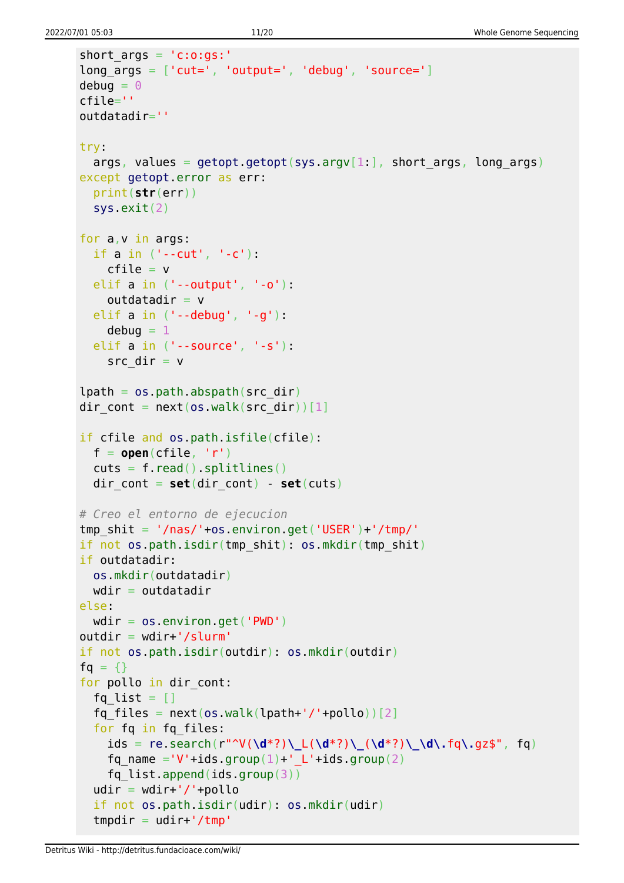```
short_args = 'c:o:gs:'
long_args = ['cut=', 'output=', 'debug', 'source=']
debug = 0
cfile=''
outdatadir=''

try:
  args, values = getopt.getopt(sys.argv[1:], short_args, long_args)
except getopt.error as err:
  print(str(err))
  sys.exit(2)

for a,v in args:
  if a in ('--cut', '-c'):
    cfile = v
  elif a in ('--output', '-o'):
    outdatadir = v
  elif a in ('--debug', '-g'):
    debug = 1
  elif a in ('--source', '-s'):
    src_dir = v

lpath = os.path.abspath(src_dir)
dir_cont = next(os.walk(src_dir))[1]

if cfile and os.path.isfile(cfile):
  f = open(cfile, 'r')
  cuts = f.read().splitlines()
  dir_cont = set(dir_cont) - set(cuts)

# Creo el entorno de ejecucion
tmp_shit = '/nas/'+os.environ.get('USER')+'/tmp/'
if not os.path.isdir(tmp_shit): os.mkdir(tmp_shit)
if outdatadir:
  os.mkdir(outdatadir)
  wdir = outdatadir
else:
  wdir = os.environ.get('PWD')
outdir = wdir+'/slurm'
if not os.path.isdir(outdir): os.mkdir(outdir)
fq = {}
for pollo in dir_cont:
  fq_list = []
  fq_files = next(os.walk(lpath+'/'+pollo))[2]
  for fq in fq_files:
    ids = re.search(r"^V(\d*?)\_L(\d*?)\_(\d*?)\_\d\.fq\.gz$", fq)
    fq_name ='V'+ids.group(1)+'_L'+ids.group(2)
    fq_list.append(ids.group(3))
  udir = wdir+'/'+pollo
  if not os.path.isdir(udir): os.mkdir(udir)
  tmpdir = udir+'/tmp'
```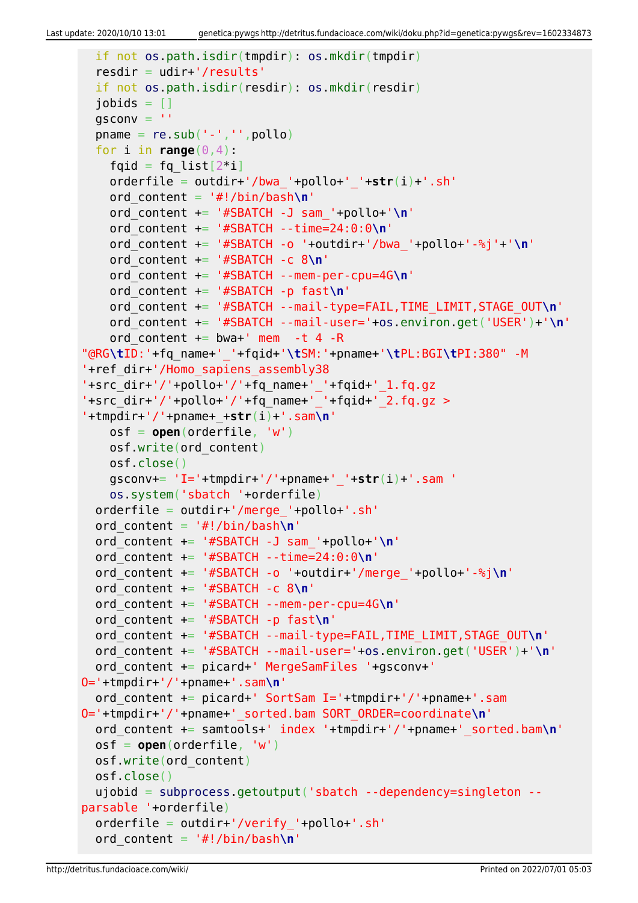```
  if not os.path.isdir(tmpdir): os.mkdir(tmpdir)
  resdir = udir+'/results'
  if not os.path.isdir(resdir): os.mkdir(resdir)
  jobids = []
  gsconv = ''
  pname = re.sub('-','',pollo)
  for i in range(0,4):
    fqid = fq_list[2*i]
    orderfile = outdir+'/bwa_'+pollo+'_'+str(i)+'.sh'
    ord_content = '#!/bin/bash\n'
    ord_content += '#SBATCH -J sam_'+pollo+'\n'
    ord_content += '#SBATCH --time=24:0:0\n'
    ord_content += '#SBATCH -o '+outdir+'/bwa_'+pollo+'-%j'+'\n'
    ord_content += '#SBATCH -c 8\n'
    ord_content += '#SBATCH --mem-per-cpu=4G\n'
    ord_content += '#SBATCH -p fast\n'
    ord_content += '#SBATCH --mail-type=FAIL,TIME_LIMIT,STAGE_OUT\n'
    ord_content += '#SBATCH --mail-user='+os.environ.get('USER')+'\n'
    ord_content += bwa+' mem  -t 4 -R
"@RG\tID:'+fq_name+'_'+fqid+'\tSM:'+pname+'\tPL:BGI\tPI:380" -M
'+ref_dir+'/Homo_sapiens_assembly38
'+src_dir+'/'+pollo+'/'+fq_name+'_'+fqid+'_1.fq.gz
'+src_dir+'/'+pollo+'/'+fq_name+'_'+fqid+'_2.fq.gz >
'+tmpdir+'/'+pname+_+str(i)+'.sam\n'
    osf = open(orderfile, 'w')
    osf.write(ord_content)
    osf.close()
    gsconv+= 'I='+tmpdir+'/'+pname+'_'+str(i)+'.sam '
    os.system('sbatch '+orderfile)
  orderfile = outdir+'/merge_'+pollo+'.sh'
  ord_content = '#!/bin/bash\n'
  ord_content += '#SBATCH -J sam_'+pollo+'\n'
  ord_content += '#SBATCH --time=24:0:0\n'
  ord_content += '#SBATCH -o '+outdir+'/merge_'+pollo+'-%j\n'
  ord_content += '#SBATCH -c 8\n'
  ord_content += '#SBATCH --mem-per-cpu=4G\n'
  ord_content += '#SBATCH -p fast\n'
  ord_content += '#SBATCH --mail-type=FAIL,TIME_LIMIT,STAGE_OUT\n'
  ord_content += '#SBATCH --mail-user='+os.environ.get('USER')+'\n'
  ord_content += picard+' MergeSamFiles '+gsconv+'
O='+tmpdir+'/'+pname+'.sam\n'
  ord_content += picard+' SortSam I='+tmpdir+'/'+pname+'.sam
O='+tmpdir+'/'+pname+'_sorted.bam SORT_ORDER=coordinate\n'
  ord_content += samtools+' index '+tmpdir+'/'+pname+'_sorted.bam\n'
  osf = open(orderfile, 'w')
  osf.write(ord_content)
  osf.close()
  ujobid = subprocess.getoutput('sbatch --dependency=singleton --
parsable '+orderfile)
  orderfile = outdir+'/verify_'+pollo+'.sh'
  ord_content = '#!/bin/bash\n'
```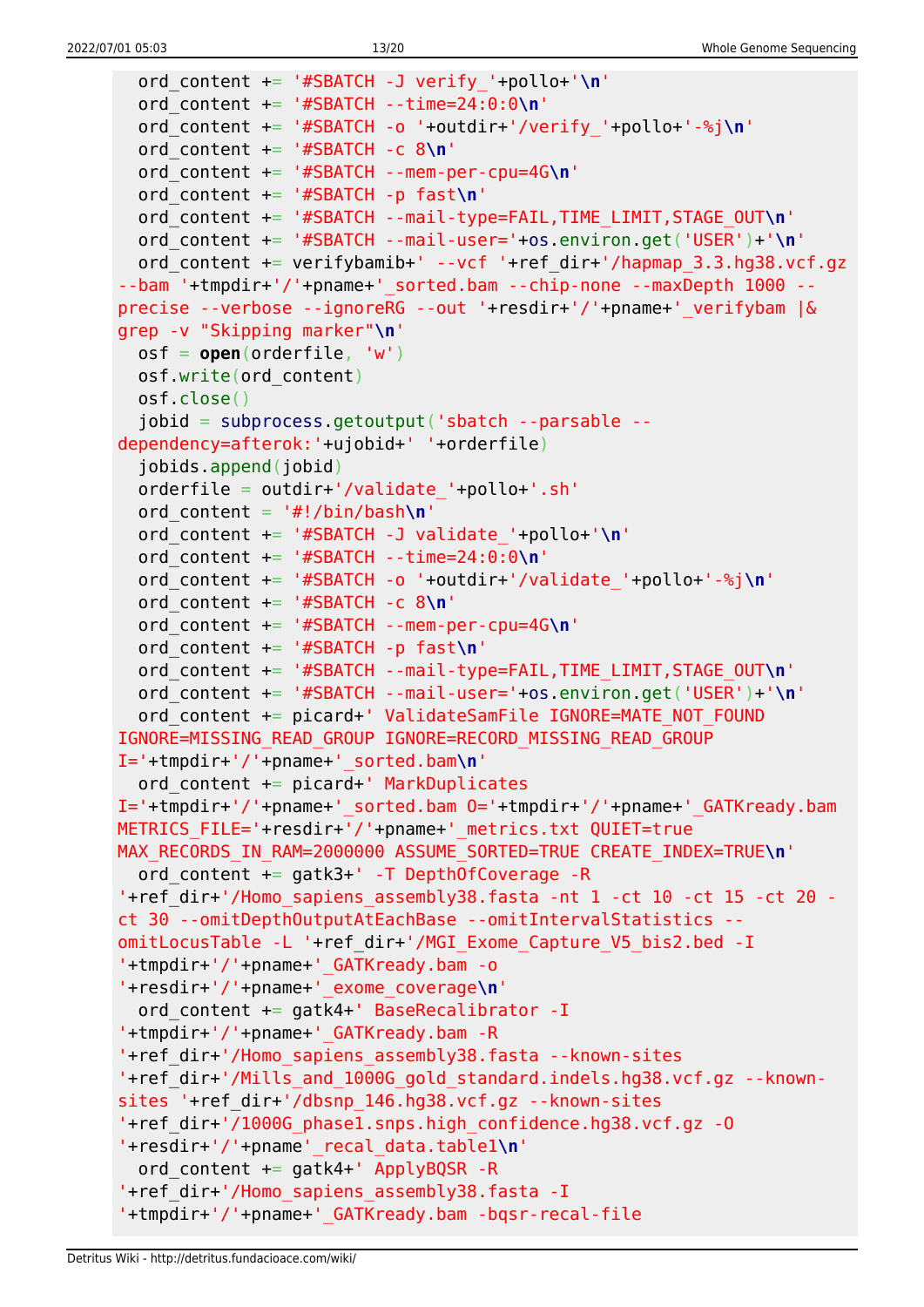```
  ord_content += '#SBATCH -J verify_'+pollo+'\n'
  ord_content += '#SBATCH --time=24:0:0\n'
  ord_content += '#SBATCH -o '+outdir+'/verify_'+pollo+'-%j\n'
  ord_content += '#SBATCH -c 8\n'
  ord_content += '#SBATCH --mem-per-cpu=4G\n'
  ord_content += '#SBATCH -p fast\n'
  ord_content += '#SBATCH --mail-type=FAIL,TIME_LIMIT,STAGE_OUT\n'
  ord_content += '#SBATCH --mail-user='+os.environ.get('USER')+'\n'
  ord_content += verifybamib+' --vcf '+ref_dir+'/hapmap_3.3.hg38.vcf.gz
--bam '+tmpdir+'/'+pname+'_sorted.bam --chip-none --maxDepth 1000 --
precise --verbose --ignoreRG --out '+resdir+'/'+pname+'_verifybam |&
grep -v "Skipping marker"\n'
  osf = open(orderfile, 'w')
  osf.write(ord_content)
  osf.close()
  jobid = subprocess.getoutput('sbatch --parsable --
dependency=afterok:'+ujobid+' '+orderfile)
  jobids.append(jobid)
  orderfile = outdir+'/validate_'+pollo+'.sh'
  ord_content = '#!/bin/bash\n'
  ord_content += '#SBATCH -J validate_'+pollo+'\n'
  ord_content += '#SBATCH --time=24:0:0\n'
  ord_content += '#SBATCH -o '+outdir+'/validate_'+pollo+'-%j\n'
  ord_content += '#SBATCH -c 8\n'
  ord_content += '#SBATCH --mem-per-cpu=4G\n'
  ord_content += '#SBATCH -p fast\n'
  ord_content += '#SBATCH --mail-type=FAIL,TIME_LIMIT,STAGE_OUT\n'
  ord_content += '#SBATCH --mail-user='+os.environ.get('USER')+'\n'
  ord_content += picard+' ValidateSamFile IGNORE=MATE_NOT_FOUND
IGNORE=MISSING_READ_GROUP IGNORE=RECORD_MISSING_READ_GROUP
I='+tmpdir+'/'+pname+'_sorted.bam\n'
  ord_content += picard+' MarkDuplicates
I='+tmpdir+'/'+pname+'_sorted.bam O='+tmpdir+'/'+pname+'_GATKready.bam
METRICS_FILE='+resdir+'/'+pname+'_metrics.txt QUIET=true
MAX_RECORDS_IN_RAM=2000000 ASSUME_SORTED=TRUE CREATE_INDEX=TRUE\n'
  ord_content += gatk3+' -T DepthOfCoverage -R
'+ref_dir+'/Homo_sapiens_assembly38.fasta -nt 1 -ct 10 -ct 15 -ct 20 -
ct 30 --omitDepthOutputAtEachBase --omitIntervalStatistics --
omitLocusTable -L '+ref_dir+'/MGI_Exome_Capture_V5_bis2.bed -I
'+tmpdir+'/'+pname+'_GATKready.bam -o
'+resdir+'/'+pname+'_exome_coverage\n'
  ord_content += gatk4+' BaseRecalibrator -I
'+tmpdir+'/'+pname+'_GATKready.bam -R
'+ref_dir+'/Homo_sapiens_assembly38.fasta --known-sites
'+ref_dir+'/Mills_and_1000G_gold_standard.indels.hg38.vcf.gz --known-
sites '+ref_dir+'/dbsnp_146.hg38.vcf.gz --known-sites
'+ref_dir+'/1000G_phase1.snps.high_confidence.hg38.vcf.gz -O
'+resdir+'/'+pname'_recal_data.table1\n'
  ord_content += gatk4+' ApplyBQSR -R
'+ref_dir+'/Homo_sapiens_assembly38.fasta -I
'+tmpdir+'/'+pname+'_GATKready.bam -bqsr-recal-file
```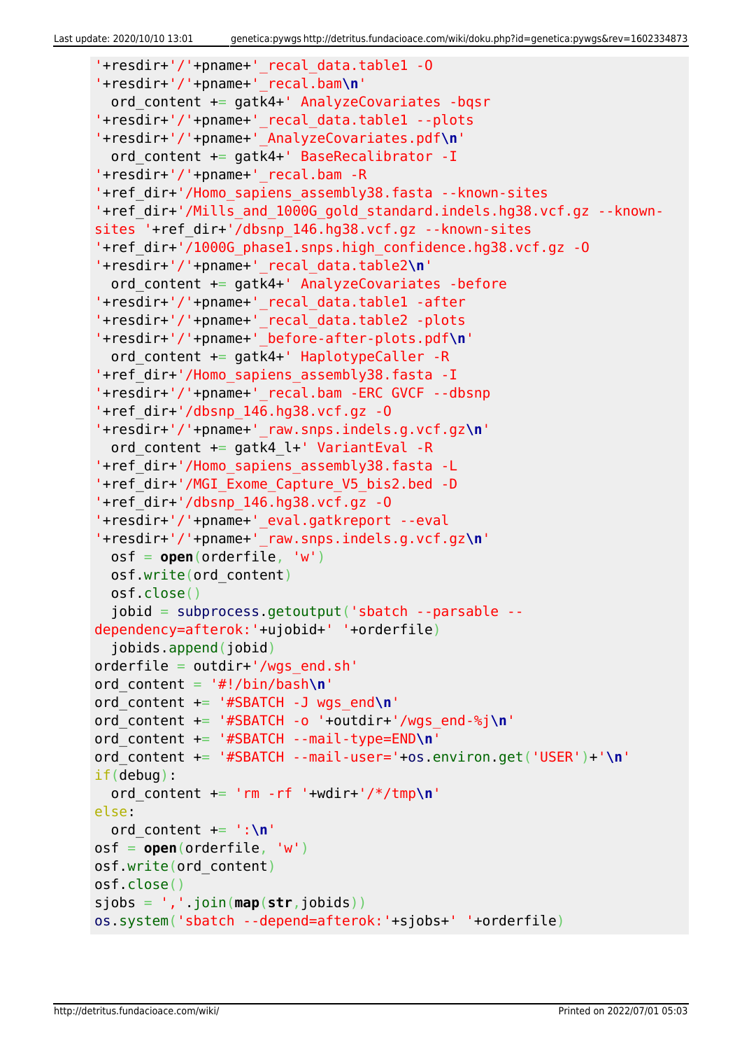```
'+resdir+'/'+pname+'_recal_data.table1 -O
'+resdir+'/'+pname+'_recal.bam\n'
  ord_content += gatk4+' AnalyzeCovariates -bqsr
'+resdir+'/'+pname+'_recal_data.table1 --plots
'+resdir+'/'+pname+'_AnalyzeCovariates.pdf\n'
  ord_content += gatk4+' BaseRecalibrator -I
'+resdir+'/'+pname+'_recal.bam -R
'+ref_dir+'/Homo_sapiens_assembly38.fasta --known-sites
'+ref_dir+'/Mills_and_1000G_gold_standard.indels.hg38.vcf.gz --known-
sites '+ref_dir+'/dbsnp_146.hg38.vcf.gz --known-sites
'+ref_dir+'/1000G_phase1.snps.high_confidence.hg38.vcf.gz -O
'+resdir+'/'+pname+'_recal_data.table2\n'
  ord_content += gatk4+' AnalyzeCovariates -before
'+resdir+'/'+pname+'_recal_data.table1 -after
'+resdir+'/'+pname+'_recal_data.table2 -plots
'+resdir+'/'+pname+'_before-after-plots.pdf\n'
  ord_content += gatk4+' HaplotypeCaller -R
'+ref_dir+'/Homo_sapiens_assembly38.fasta -I
'+resdir+'/'+pname+'_recal.bam -ERC GVCF --dbsnp
'+ref_dir+'/dbsnp_146.hg38.vcf.gz -O
'+resdir+'/'+pname+'_raw.snps.indels.g.vcf.gz\n'
  ord_content += gatk4_l+' VariantEval -R
'+ref_dir+'/Homo_sapiens_assembly38.fasta -L
'+ref_dir+'/MGI_Exome_Capture_V5_bis2.bed -D
'+ref_dir+'/dbsnp_146.hg38.vcf.gz -O
'+resdir+'/'+pname+'_eval.gatkreport --eval
'+resdir+'/'+pname+'_raw.snps.indels.g.vcf.gz\n'
  osf = open(orderfile, 'w')
  osf.write(ord_content)
  osf.close()
  jobid = subprocess.getoutput('sbatch --parsable --
dependency=afterok:'+ujobid+' '+orderfile)
  jobids.append(jobid)
orderfile = outdir+'/wgs_end.sh'
ord_content = '#!/bin/bash\n'
ord_content += '#SBATCH -J wgs_end\n'
ord_content += '#SBATCH -o '+outdir+'/wgs_end-%j\n'
ord_content += '#SBATCH --mail-type=END\n'
ord_content += '#SBATCH --mail-user='+os.environ.get('USER')+'\n'
if(debug):
  ord_content += 'rm -rf '+wdir+'/*/tmp\n'
else:
  ord_content += ':\n'
osf = open(orderfile, 'w')
osf.write(ord_content)
osf.close()
sjobs = ','.join(map(str,jobids))
os.system('sbatch --depend=afterok:'+sjobs+' '+orderfile)
```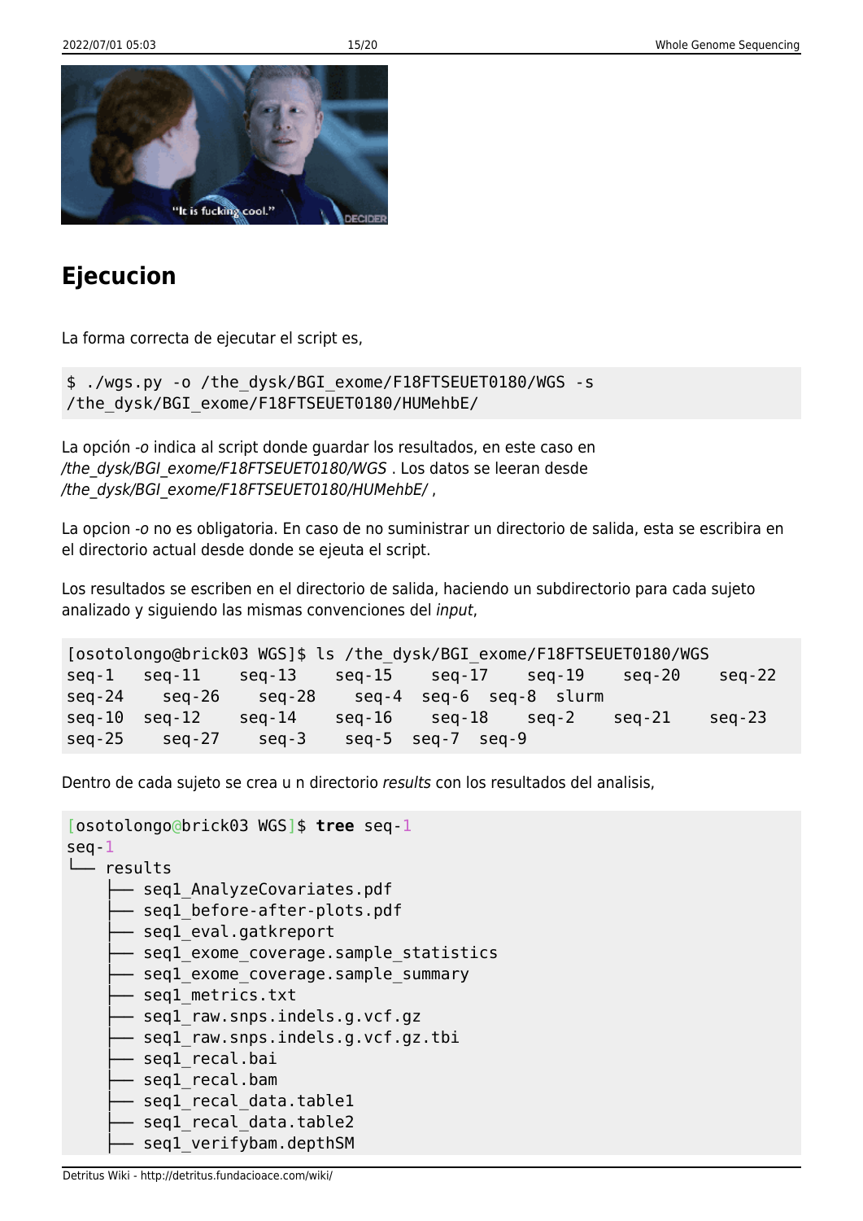## Ejecucion

La forma correcta de ejecutar el script es,

```
$ ./wgs.py -o /the_dysk/BGI_exome/F18FTSEUET0180/WGS -s
/the_dysk/BGI_exome/F18FTSEUET0180/HUMehbE/
```

La opción *-o* indica al script donde guardar los resultados, en este caso en */the_dysk/BGI_exome/F18FTSEUET0180/WGS* . Los datos se leeran desde */the_dysk/BGI_exome/F18FTSEUET0180/HUMehbE/* ,

La opcion *-o* no es obligatoria. En caso de no suministrar un directorio de salida, esta se escribira en el directorio actual desde donde se ejeuta el script.

Los resultados se escriben en el directorio de salida, haciendo un subdirectorio para cada sujeto analizado y siguiendo las mismas convenciones del *input*,

```
[osotolongo@brick03 WGS]$ ls /the_dysk/BGI_exome/F18FTSEUET0180/WGS
seq-1   seq-11    seq-13    seq-15    seq-17    seq-19    seq-20    seq-22
seq-24    seq-26    seq-28    seq-4  seq-6  seq-8  slurm
seq-10  seq-12    seq-14    seq-16    seq-18    seq-2    seq-21    seq-23
seq-25    seq-27    seq-3    seq-5  seq-7  seq-9
```

Dentro de cada sujeto se crea u n directorio *results* con los resultados del analisis,

```
[osotolongo@brick03 WGS]$ tree seq-1
seq-1
└── results
    ├── seq1_AnalyzeCovariates.pdf
    ├── seq1_before-after-plots.pdf
    ├── seq1_eval.gatkreport
    ├── seq1_exome_coverage.sample_statistics
    ├── seq1_exome_coverage.sample_summary
    ├── seq1_metrics.txt
    ├── seq1_raw.snps.indels.g.vcf.gz
    ├── seq1_raw.snps.indels.g.vcf.gz.tbi
    ├── seq1_recal.bai
    ├── seq1_recal.bam
    ├── seq1_recal_data.table1
    ├── seq1_recal_data.table2
    ├── seq1_verifybam.depthSM
```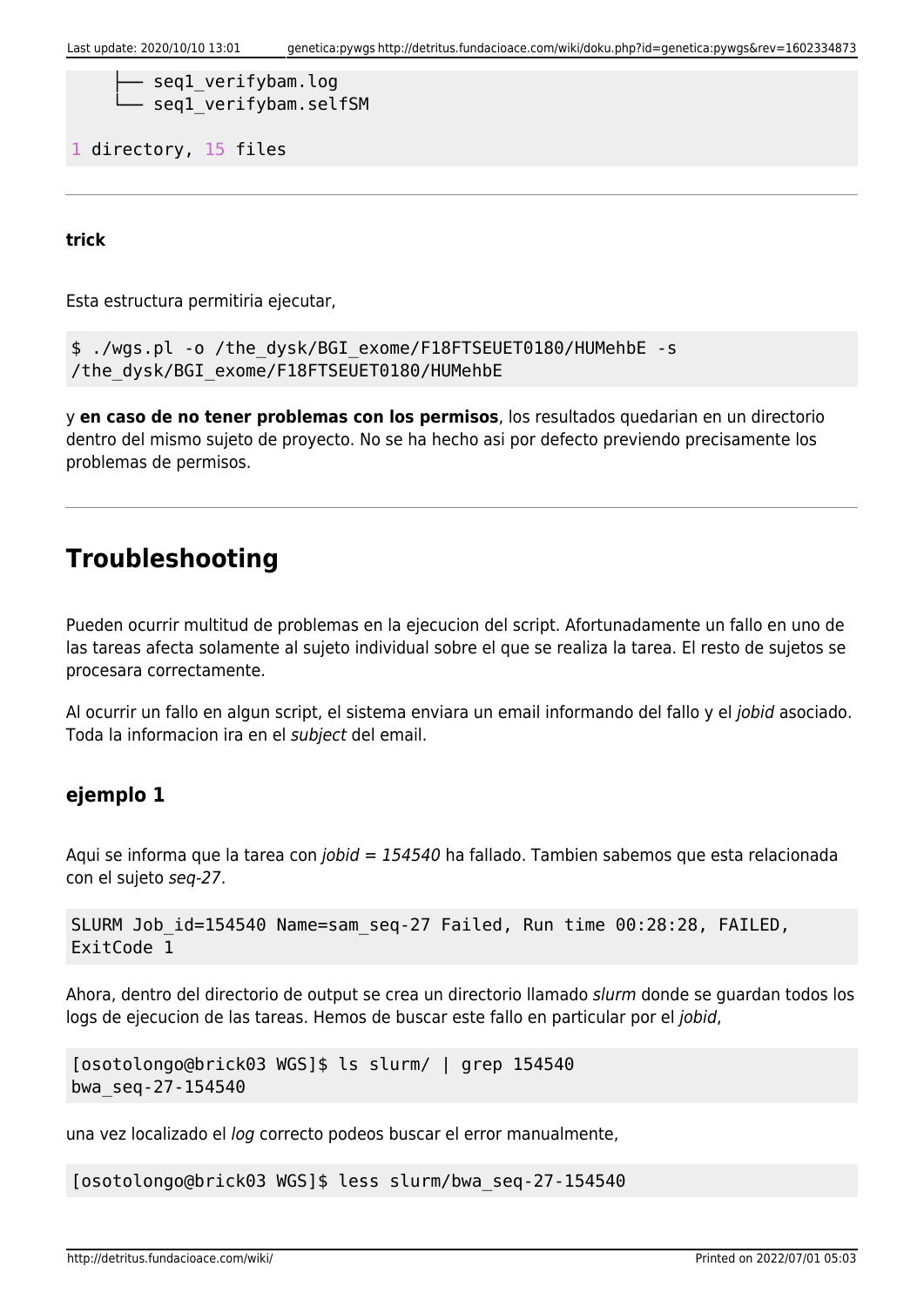```
    ├── seq1_verifybam.log
    └── seq1_verifybam.selfSM

1 directory, 15 files
```

---

**trick**

Esta estructura permitiria ejecutar,

```
$ ./wgs.pl -o /the_dysk/BGI_exome/F18FTSEUET0180/HUMehbE -s
/the_dysk/BGI_exome/F18FTSEUET0180/HUMehbE
```

y **en caso de no tener problemas con los permisos**, los resultados quedarian en un directorio dentro del mismo sujeto de proyecto. No se ha hecho asi por defecto previendo precisamente los problemas de permisos.

---

## Troubleshooting

Pueden ocurrir multitud de problemas en la ejecucion del script. Afortunadamente un fallo en uno de las tareas afecta solamente al sujeto individual sobre el que se realiza la tarea. El resto de sujetos se procesara correctamente.

Al ocurrir un fallo en algun script, el sistema enviara un email informando del fallo y el *jobid* asociado. Toda la informacion ira en el *subject* del email.

### ejemplo 1

Aqui se informa que la tarea con *jobid = 154540* ha fallado. Tambien sabemos que esta relacionada con el sujeto *seq-27*.

```
SLURM Job_id=154540 Name=sam_seq-27 Failed, Run time 00:28:28, FAILED,
ExitCode 1
```

Ahora, dentro del directorio de output se crea un directorio llamado *slurm* donde se guardan todos los logs de ejecucion de las tareas. Hemos de buscar este fallo en particular por el *jobid*,

```
[osotolongo@brick03 WGS]$ ls slurm/ | grep 154540
bwa_seq-27-154540
```

una vez localizado el *log* correcto podeos buscar el error manualmente,

```
[osotolongo@brick03 WGS]$ less slurm/bwa_seq-27-154540
```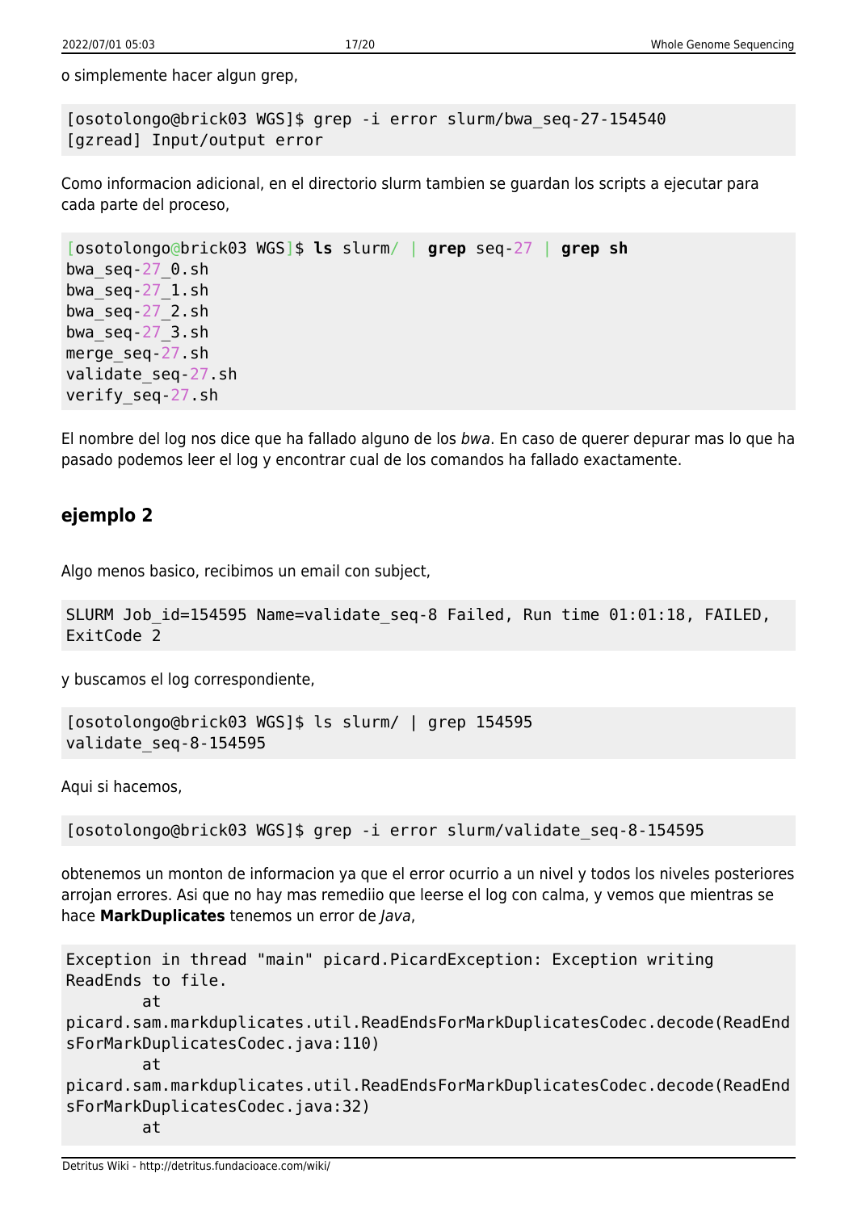o simplemente hacer algun grep,

```
[osotolongo@brick03 WGS]$ grep -i error slurm/bwa_seq-27-154540
[gzread] Input/output error
```

Como informacion adicional, en el directorio slurm tambien se guardan los scripts a ejecutar para cada parte del proceso,

```
[osotolongo@brick03 WGS]$ ls slurm/ | grep seq-27 | grep sh
bwa_seq-27_0.sh
bwa_seq-27_1.sh
bwa_seq-27_2.sh
bwa_seq-27_3.sh
merge_seq-27.sh
validate_seq-27.sh
verify_seq-27.sh
```

El nombre del log nos dice que ha fallado alguno de los *bwa*. En caso de querer depurar mas lo que ha pasado podemos leer el log y encontrar cual de los comandos ha fallado exactamente.

## ejemplo 2

Algo menos basico, recibimos un email con subject,

```
SLURM Job_id=154595 Name=validate_seq-8 Failed, Run time 01:01:18, FAILED, ExitCode 2
```

y buscamos el log correspondiente,

```
[osotolongo@brick03 WGS]$ ls slurm/ | grep 154595
validate_seq-8-154595
```

Aqui si hacemos,

```
[osotolongo@brick03 WGS]$ grep -i error slurm/validate_seq-8-154595
```

obtenemos un monton de informacion ya que el error ocurrio a un nivel y todos los niveles posteriores arrojan errores. Asi que no hay mas remediio que leerse el log con calma, y vemos que mientras se hace **MarkDuplicates** tenemos un error de *Java*,

```
Exception in thread "main" picard.PicardException: Exception writing ReadEnds to file.
        at
picard.sam.markduplicates.util.ReadEndsForMarkDuplicatesCodec.decode(ReadEndsForMarkDuplicatesCodec.java:110)
        at
picard.sam.markduplicates.util.ReadEndsForMarkDuplicatesCodec.decode(ReadEndsForMarkDuplicatesCodec.java:32)
        at
```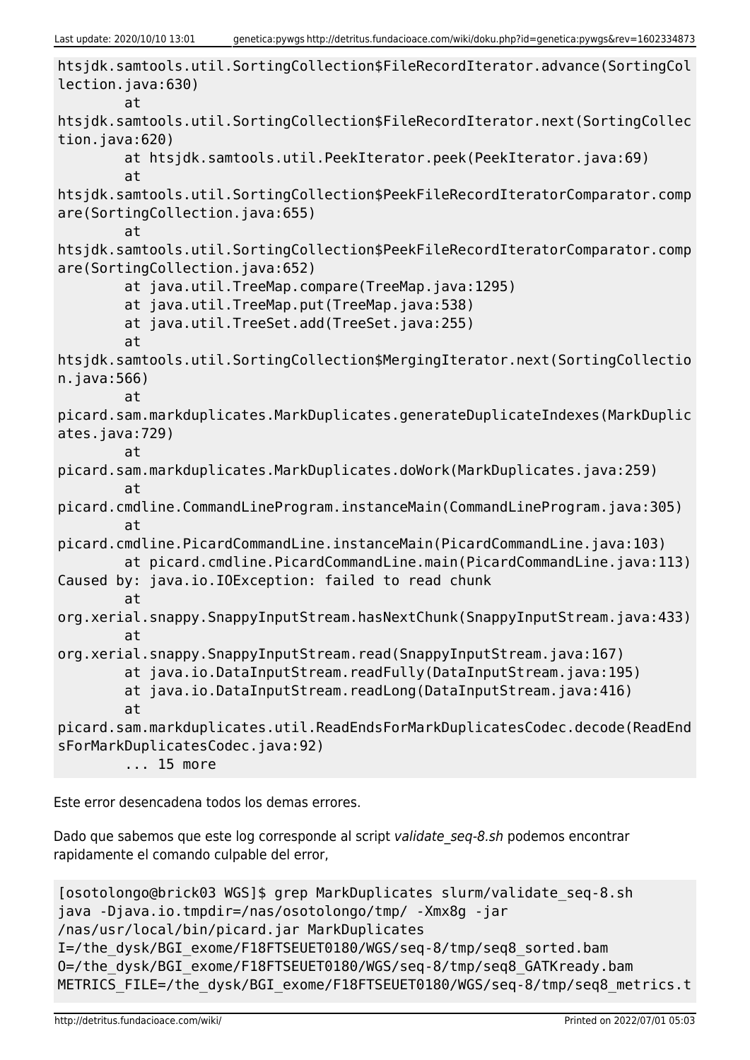```
htsjdk.samtools.util.SortingCollection$FileRecordIterator.advance(SortingCol
lection.java:630)
        at
htsjdk.samtools.util.SortingCollection$FileRecordIterator.next(SortingCollec
tion.java:620)
        at htsjdk.samtools.util.PeekIterator.peek(PeekIterator.java:69)
        at
htsjdk.samtools.util.SortingCollection$PeekFileRecordIteratorComparator.comp
are(SortingCollection.java:655)
        at
htsjdk.samtools.util.SortingCollection$PeekFileRecordIteratorComparator.comp
are(SortingCollection.java:652)
        at java.util.TreeMap.compare(TreeMap.java:1295)
        at java.util.TreeMap.put(TreeMap.java:538)
        at java.util.TreeSet.add(TreeSet.java:255)
        at
htsjdk.samtools.util.SortingCollection$MergingIterator.next(SortingCollectio
n.java:566)
        at
picard.sam.markduplicates.MarkDuplicates.generateDuplicateIndexes(MarkDuplic
ates.java:729)
        at
picard.sam.markduplicates.MarkDuplicates.doWork(MarkDuplicates.java:259)
        at
picard.cmdline.CommandLineProgram.instanceMain(CommandLineProgram.java:305)
        at
picard.cmdline.PicardCommandLine.instanceMain(PicardCommandLine.java:103)
        at picard.cmdline.PicardCommandLine.main(PicardCommandLine.java:113)
Caused by: java.io.IOException: failed to read chunk
        at
org.xerial.snappy.SnappyInputStream.hasNextChunk(SnappyInputStream.java:433)
        at
org.xerial.snappy.SnappyInputStream.read(SnappyInputStream.java:167)
        at java.io.DataInputStream.readFully(DataInputStream.java:195)
        at java.io.DataInputStream.readLong(DataInputStream.java:416)
        at
picard.sam.markduplicates.util.ReadEndsForMarkDuplicatesCodec.decode(ReadEnd
sForMarkDuplicatesCodec.java:92)
        ... 15 more
```

Este error desencadena todos los demas errores.

Dado que sabemos que este log corresponde al script *validate_seq-8.sh* podemos encontrar rapidamente el comando culpable del error,

```
[osotolongo@brick03 WGS]$ grep MarkDuplicates slurm/validate_seq-8.sh
java -Djava.io.tmpdir=/nas/osotolongo/tmp/ -Xmx8g -jar
/nas/usr/local/bin/picard.jar MarkDuplicates
I=/the_dysk/BGI_exome/F18FTSEUET0180/WGS/seq-8/tmp/seq8_sorted.bam
O=/the_dysk/BGI_exome/F18FTSEUET0180/WGS/seq-8/tmp/seq8_GATKready.bam
METRICS_FILE=/the_dysk/BGI_exome/F18FTSEUET0180/WGS/seq-8/tmp/seq8_metrics.t
```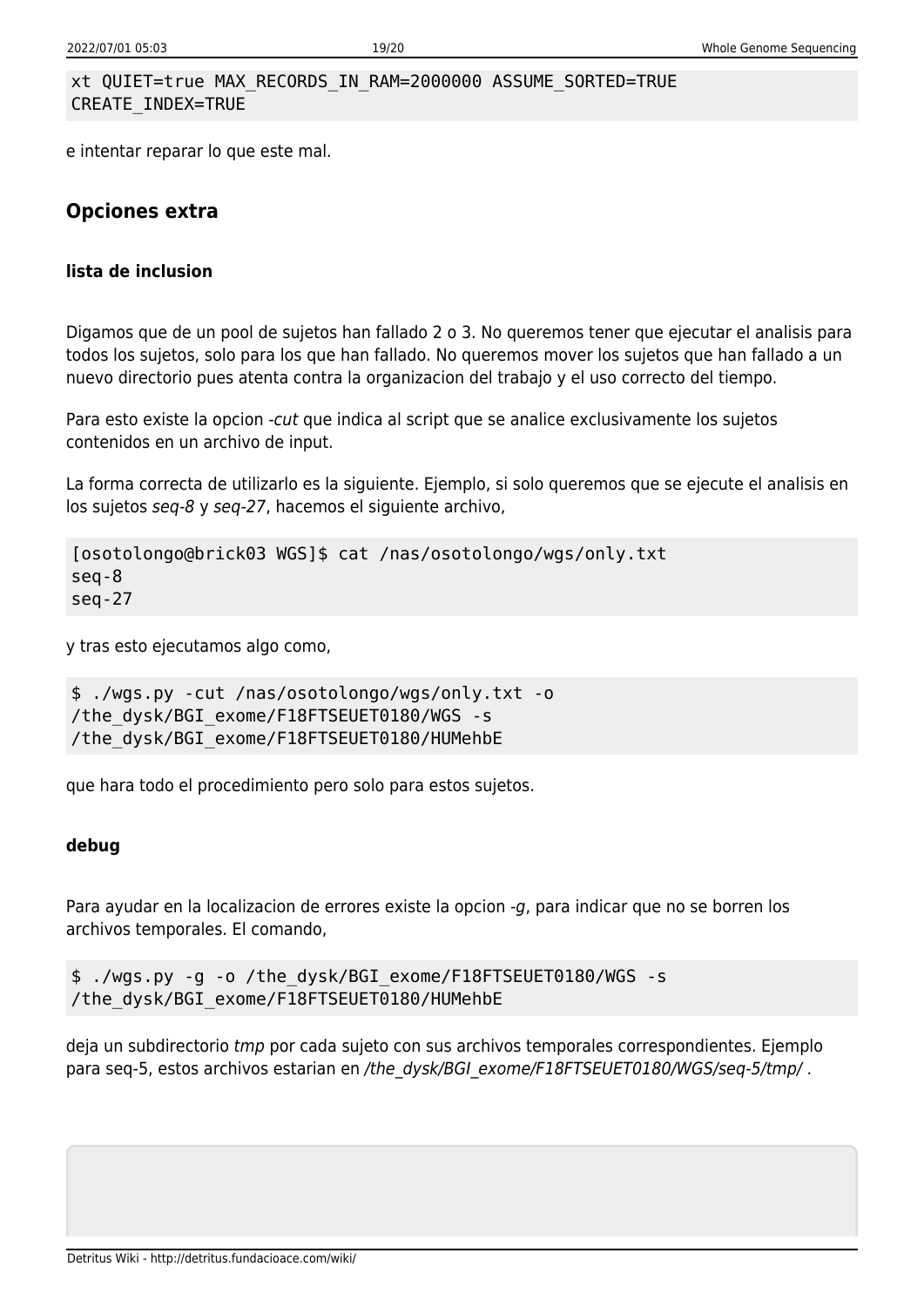```
xt QUIET=true MAX_RECORDS_IN_RAM=2000000 ASSUME_SORTED=TRUE
CREATE_INDEX=TRUE
```

e intentar reparar lo que este mal.

## Opciones extra

#### lista de inclusion

Digamos que de un pool de sujetos han fallado 2 o 3. No queremos tener que ejecutar el analisis para todos los sujetos, solo para los que han fallado. No queremos mover los sujetos que han fallado a un nuevo directorio pues atenta contra la organizacion del trabajo y el uso correcto del tiempo.

Para esto existe la opcion *-cut* que indica al script que se analice exclusivamente los sujetos contenidos en un archivo de input.

La forma correcta de utilizarlo es la siguiente. Ejemplo, si solo queremos que se ejecute el analisis en los sujetos *seq-8* y *seq-27*, hacemos el siguiente archivo,

```
[osotolongo@brick03 WGS]$ cat /nas/osotolongo/wgs/only.txt
seq-8
seq-27
```

y tras esto ejecutamos algo como,

```
$ ./wgs.py -cut /nas/osotolongo/wgs/only.txt -o
/the_dysk/BGI_exome/F18FTSEUET0180/WGS -s
/the_dysk/BGI_exome/F18FTSEUET0180/HUMehbE
```

que hara todo el procedimiento pero solo para estos sujetos.

#### debug

Para ayudar en la localizacion de errores existe la opcion *-g*, para indicar que no se borren los archivos temporales. El comando,

```
$ ./wgs.py -g -o /the_dysk/BGI_exome/F18FTSEUET0180/WGS -s
/the_dysk/BGI_exome/F18FTSEUET0180/HUMehbE
```

deja un subdirectorio *tmp* por cada sujeto con sus archivos temporales correspondientes. Ejemplo para seq-5, estos archivos estarian en */the_dysk/BGI_exome/F18FTSEUET0180/WGS/seq-5/tmp/* .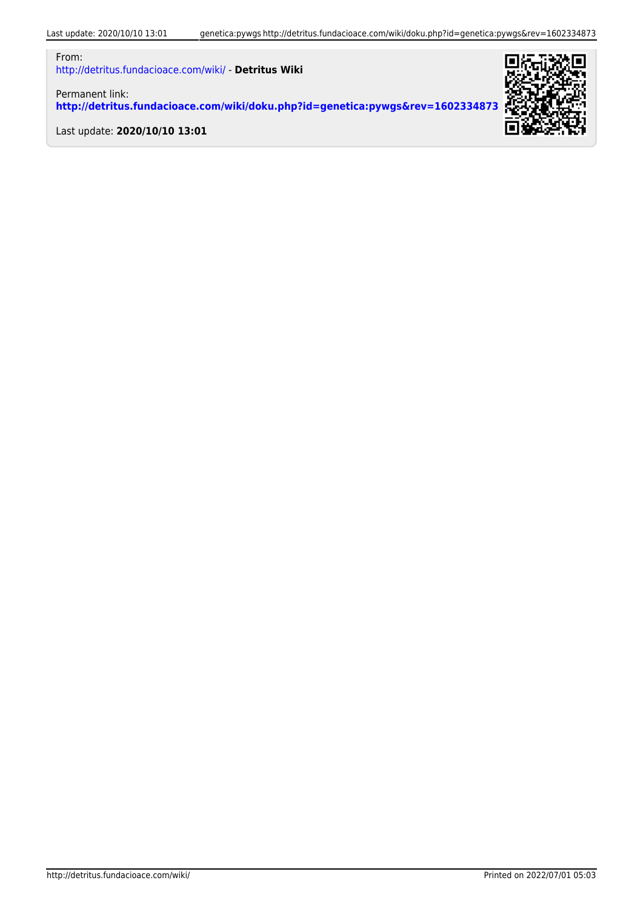From:
http://detritus.fundacioace.com/wiki/ - **Detritus Wiki**

Permanent link:
**http://detritus.fundacioace.com/wiki/doku.php?id=genetica:pywgs&rev=1602334873**

Last update: **2020/10/10 13:01**